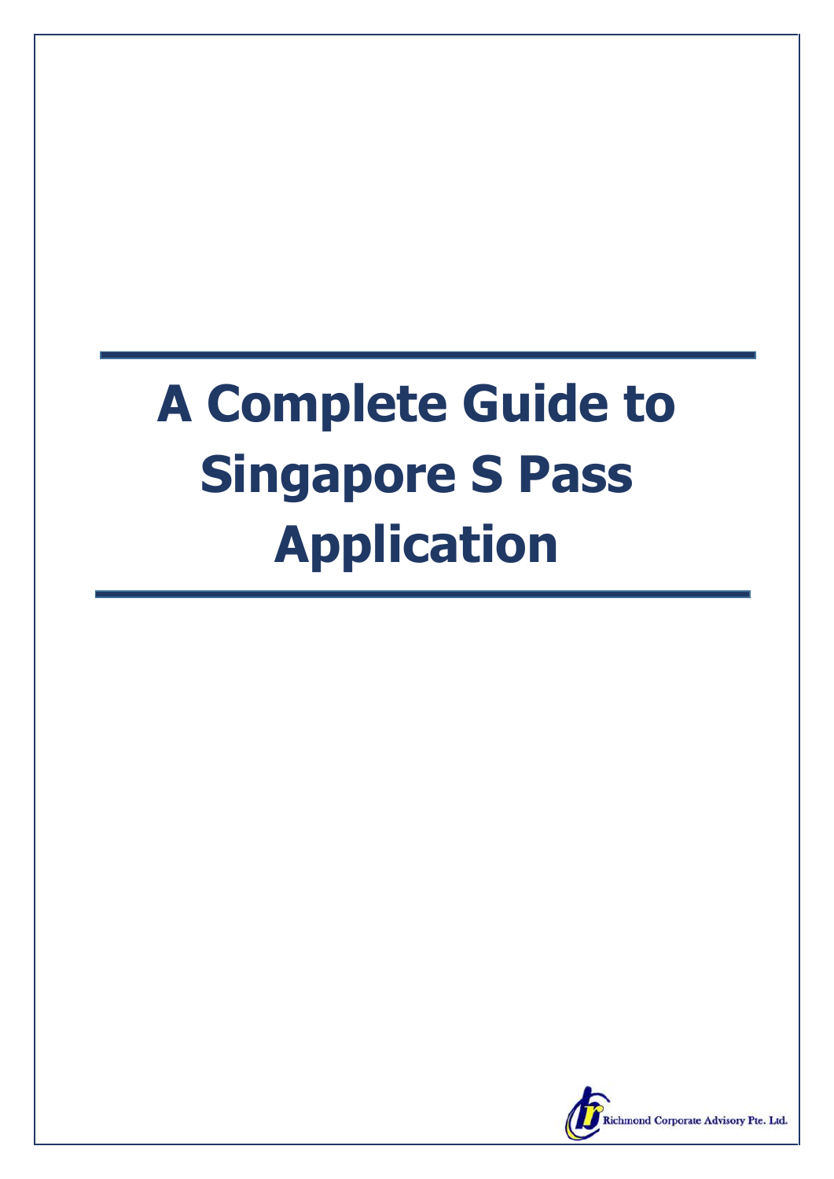# A Complete Guide to Singapore S Pass Application

Richmond Corporate Advisory Pte. Ltd.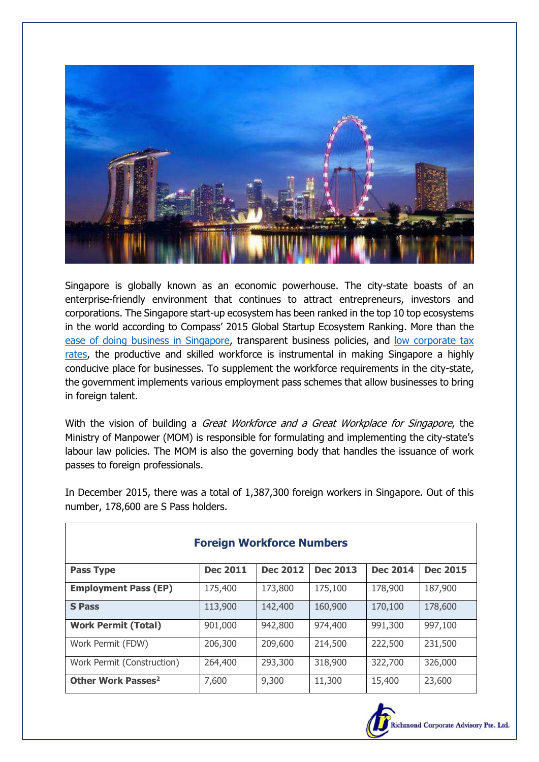Singapore is globally known as an economic powerhouse. The city-state boasts of an enterprise-friendly environment that continues to attract entrepreneurs, investors and corporations. The Singapore start-up ecosystem has been ranked in the top 10 top ecosystems in the world according to Compass' 2015 Global Startup Ecosystem Ranking. More than the ease of doing business in Singapore, transparent business policies, and low corporate tax rates, the productive and skilled workforce is instrumental in making Singapore a highly conducive place for businesses. To supplement the workforce requirements in the city-state, the government implements various employment pass schemes that allow businesses to bring in foreign talent.

With the vision of building a *Great Workforce and a Great Workplace for Singapore*, the Ministry of Manpower (MOM) is responsible for formulating and implementing the city-state's labour law policies. The MOM is also the governing body that handles the issuance of work passes to foreign professionals.

In December 2015, there was a total of 1,387,300 foreign workers in Singapore. Out of this number, 178,600 are S Pass holders.

**Foreign Workforce Numbers**

| Pass Type | Dec 2011 | Dec 2012 | Dec 2013 | Dec 2014 | Dec 2015 |
|---|---|---|---|---|---|
| **Employment Pass (EP)** | 175,400 | 173,800 | 175,100 | 178,900 | 187,900 |
| **S Pass** | 113,900 | 142,400 | 160,900 | 170,100 | 178,600 |
| **Work Permit (Total)** | 901,000 | 942,800 | 974,400 | 991,300 | 997,100 |
| Work Permit (FDW) | 206,300 | 209,600 | 214,500 | 222,500 | 231,500 |
| Work Permit (Construction) | 264,400 | 293,300 | 318,900 | 322,700 | 326,000 |
| **Other Work Passes[2]** | 7,600 | 9,300 | 11,300 | 15,400 | 23,600 |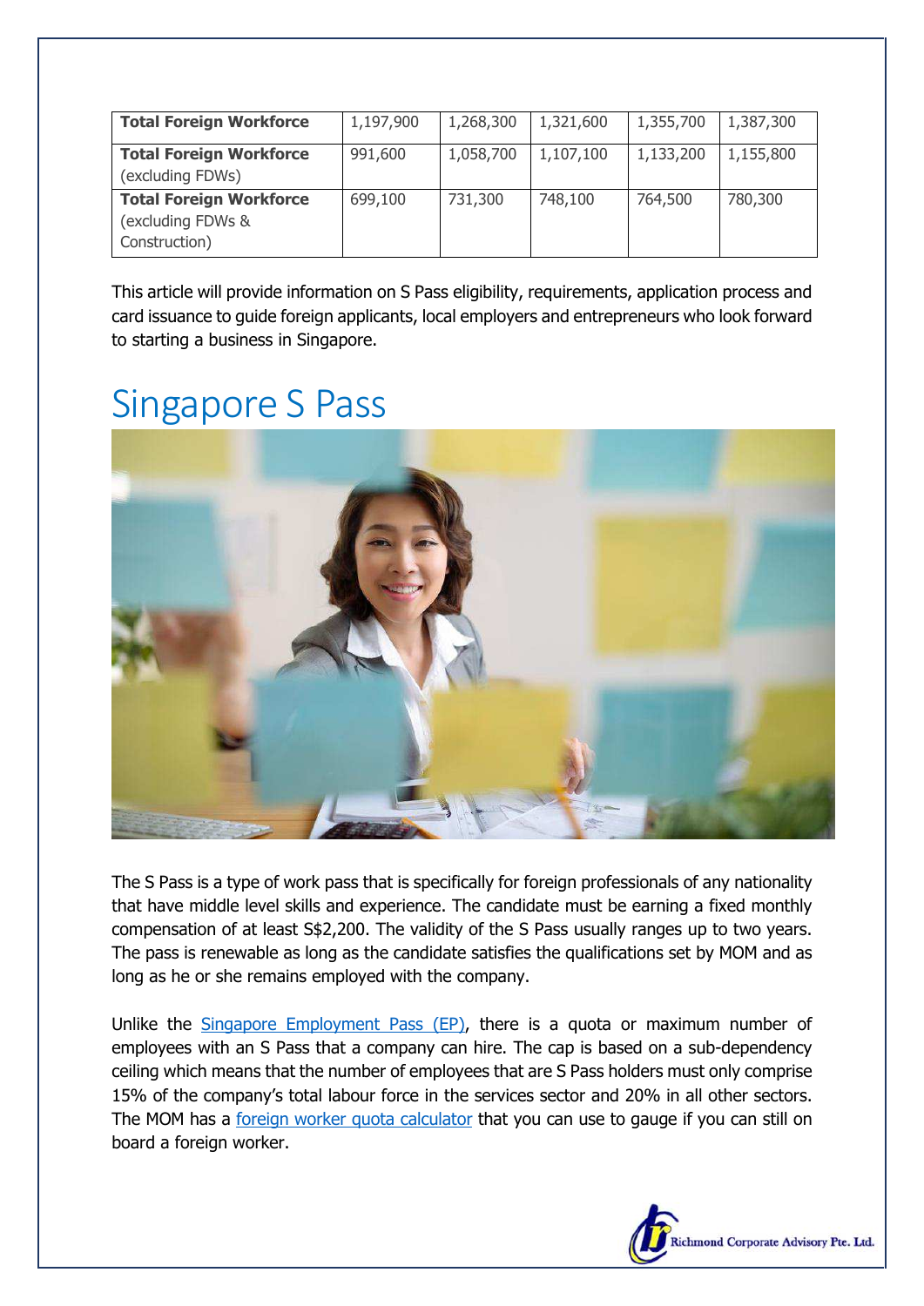| **Total Foreign Workforce** | 1,197,900 | 1,268,300 | 1,321,600 | 1,355,700 | 1,387,300 |
| --- | --- | --- | --- | --- | --- |
| **Total Foreign Workforce** (excluding FDWs) | 991,600 | 1,058,700 | 1,107,100 | 1,133,200 | 1,155,800 |
| **Total Foreign Workforce** (excluding FDWs & Construction) | 699,100 | 731,300 | 748,100 | 764,500 | 780,300 |

This article will provide information on S Pass eligibility, requirements, application process and card issuance to guide foreign applicants, local employers and entrepreneurs who look forward to starting a business in Singapore.

# Singapore S Pass

The S Pass is a type of work pass that is specifically for foreign professionals of any nationality that have middle level skills and experience. The candidate must be earning a fixed monthly compensation of at least S$2,200. The validity of the S Pass usually ranges up to two years. The pass is renewable as long as the candidate satisfies the qualifications set by MOM and as long as he or she remains employed with the company.

Unlike the Singapore Employment Pass (EP), there is a quota or maximum number of employees with an S Pass that a company can hire. The cap is based on a sub-dependency ceiling which means that the number of employees that are S Pass holders must only comprise 15% of the company's total labour force in the services sector and 20% in all other sectors. The MOM has a foreign worker quota calculator that you can use to gauge if you can still on board a foreign worker.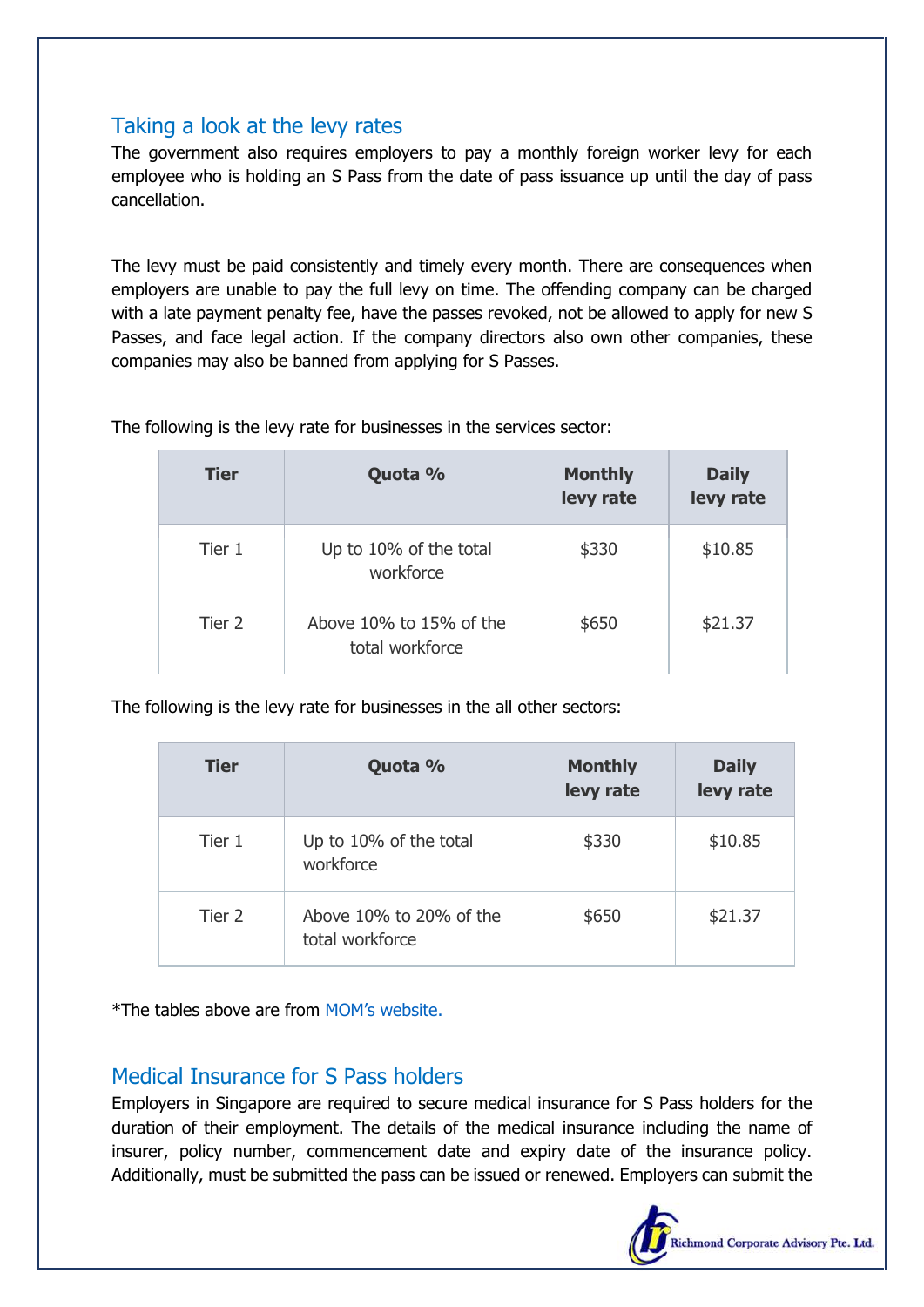## Taking a look at the levy rates

The government also requires employers to pay a monthly foreign worker levy for each employee who is holding an S Pass from the date of pass issuance up until the day of pass cancellation.

The levy must be paid consistently and timely every month. There are consequences when employers are unable to pay the full levy on time. The offending company can be charged with a late payment penalty fee, have the passes revoked, not be allowed to apply for new S Passes, and face legal action. If the company directors also own other companies, these companies may also be banned from applying for S Passes.

The following is the levy rate for businesses in the services sector:

| Tier | Quota % | Monthly levy rate | Daily levy rate |
| --- | --- | --- | --- |
| Tier 1 | Up to 10% of the total workforce | $330 | $10.85 |
| Tier 2 | Above 10% to 15% of the total workforce | $650 | $21.37 |

The following is the levy rate for businesses in the all other sectors:

| Tier | Quota % | Monthly levy rate | Daily levy rate |
| --- | --- | --- | --- |
| Tier 1 | Up to 10% of the total workforce | $330 | $10.85 |
| Tier 2 | Above 10% to 20% of the total workforce | $650 | $21.37 |

*The tables above are from MOM's website.

## Medical Insurance for S Pass holders

Employers in Singapore are required to secure medical insurance for S Pass holders for the duration of their employment. The details of the medical insurance including the name of insurer, policy number, commencement date and expiry date of the insurance policy. Additionally, must be submitted the pass can be issued or renewed. Employers can submit the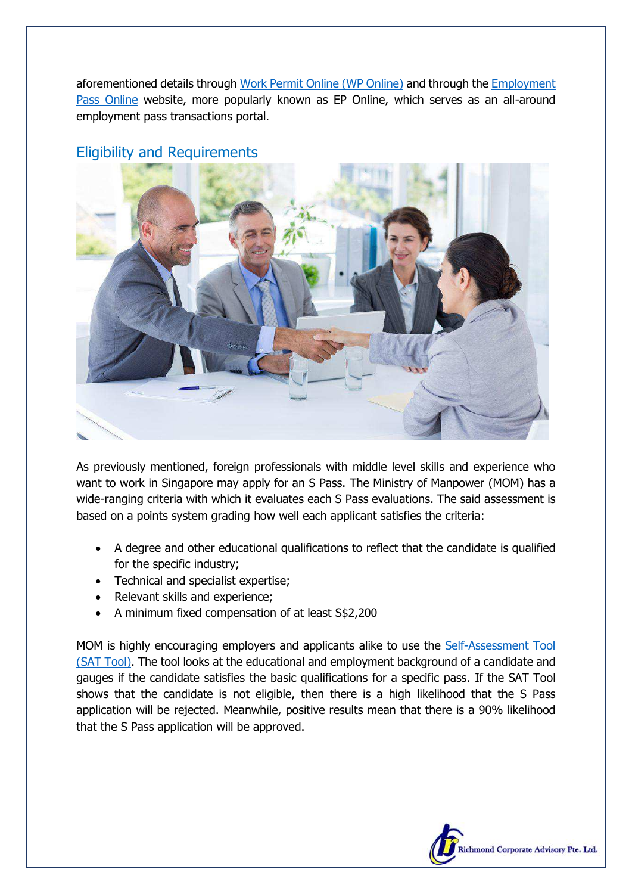aforementioned details through Work Permit Online (WP Online) and through the Employment Pass Online website, more popularly known as EP Online, which serves as an all-around employment pass transactions portal.

## Eligibility and Requirements

As previously mentioned, foreign professionals with middle level skills and experience who want to work in Singapore may apply for an S Pass. The Ministry of Manpower (MOM) has a wide-ranging criteria with which it evaluates each S Pass evaluations. The said assessment is based on a points system grading how well each applicant satisfies the criteria:

- A degree and other educational qualifications to reflect that the candidate is qualified for the specific industry;
- Technical and specialist expertise;
- Relevant skills and experience;
- A minimum fixed compensation of at least S$2,200

MOM is highly encouraging employers and applicants alike to use the Self-Assessment Tool (SAT Tool). The tool looks at the educational and employment background of a candidate and gauges if the candidate satisfies the basic qualifications for a specific pass. If the SAT Tool shows that the candidate is not eligible, then there is a high likelihood that the S Pass application will be rejected. Meanwhile, positive results mean that there is a 90% likelihood that the S Pass application will be approved.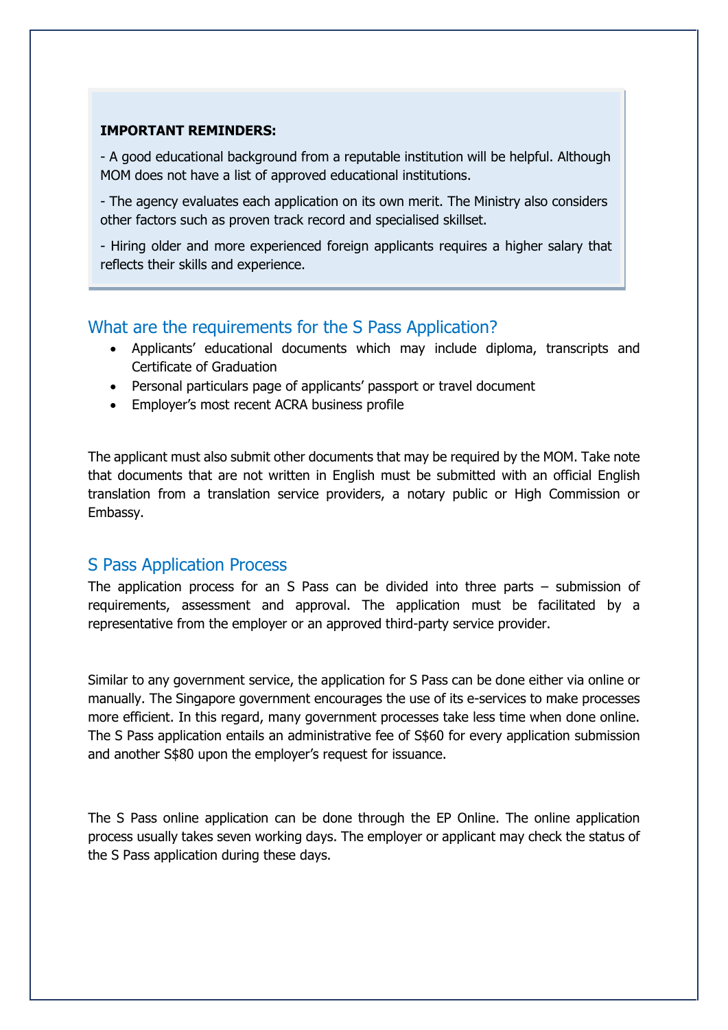**IMPORTANT REMINDERS:**

- A good educational background from a reputable institution will be helpful. Although MOM does not have a list of approved educational institutions.

- The agency evaluates each application on its own merit. The Ministry also considers other factors such as proven track record and specialised skillset.

- Hiring older and more experienced foreign applicants requires a higher salary that reflects their skills and experience.

## What are the requirements for the S Pass Application?

- Applicants' educational documents which may include diploma, transcripts and Certificate of Graduation
- Personal particulars page of applicants' passport or travel document
- Employer's most recent ACRA business profile

The applicant must also submit other documents that may be required by the MOM. Take note that documents that are not written in English must be submitted with an official English translation from a translation service providers, a notary public or High Commission or Embassy.

## S Pass Application Process

The application process for an S Pass can be divided into three parts – submission of requirements, assessment and approval. The application must be facilitated by a representative from the employer or an approved third-party service provider.

Similar to any government service, the application for S Pass can be done either via online or manually. The Singapore government encourages the use of its e-services to make processes more efficient. In this regard, many government processes take less time when done online. The S Pass application entails an administrative fee of S$60 for every application submission and another S$80 upon the employer's request for issuance.

The S Pass online application can be done through the EP Online. The online application process usually takes seven working days. The employer or applicant may check the status of the S Pass application during these days.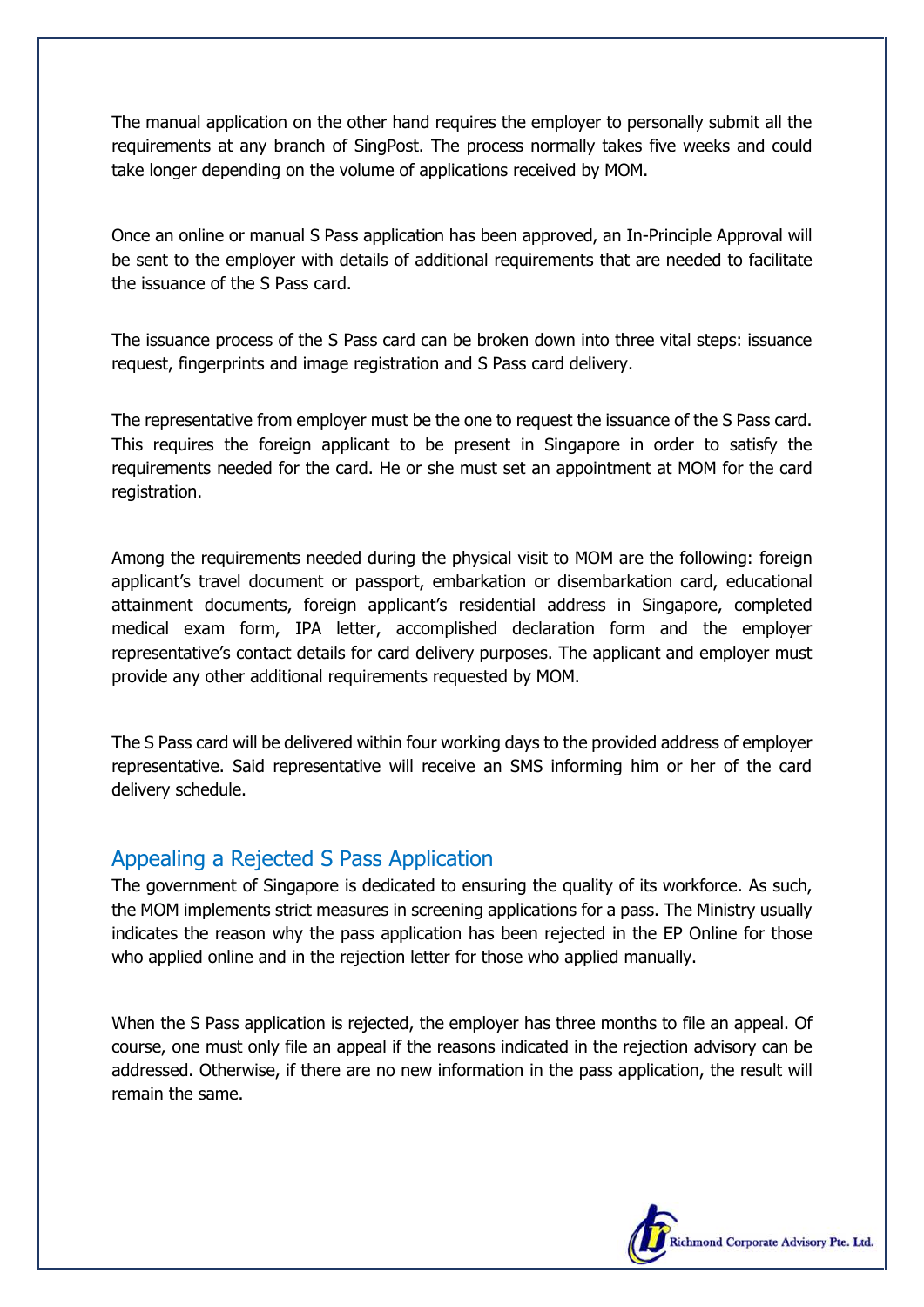The manual application on the other hand requires the employer to personally submit all the requirements at any branch of SingPost. The process normally takes five weeks and could take longer depending on the volume of applications received by MOM.

Once an online or manual S Pass application has been approved, an In-Principle Approval will be sent to the employer with details of additional requirements that are needed to facilitate the issuance of the S Pass card.

The issuance process of the S Pass card can be broken down into three vital steps: issuance request, fingerprints and image registration and S Pass card delivery.

The representative from employer must be the one to request the issuance of the S Pass card. This requires the foreign applicant to be present in Singapore in order to satisfy the requirements needed for the card. He or she must set an appointment at MOM for the card registration.

Among the requirements needed during the physical visit to MOM are the following: foreign applicant's travel document or passport, embarkation or disembarkation card, educational attainment documents, foreign applicant's residential address in Singapore, completed medical exam form, IPA letter, accomplished declaration form and the employer representative's contact details for card delivery purposes. The applicant and employer must provide any other additional requirements requested by MOM.

The S Pass card will be delivered within four working days to the provided address of employer representative. Said representative will receive an SMS informing him or her of the card delivery schedule.

## Appealing a Rejected S Pass Application

The government of Singapore is dedicated to ensuring the quality of its workforce. As such, the MOM implements strict measures in screening applications for a pass. The Ministry usually indicates the reason why the pass application has been rejected in the EP Online for those who applied online and in the rejection letter for those who applied manually.

When the S Pass application is rejected, the employer has three months to file an appeal. Of course, one must only file an appeal if the reasons indicated in the rejection advisory can be addressed. Otherwise, if there are no new information in the pass application, the result will remain the same.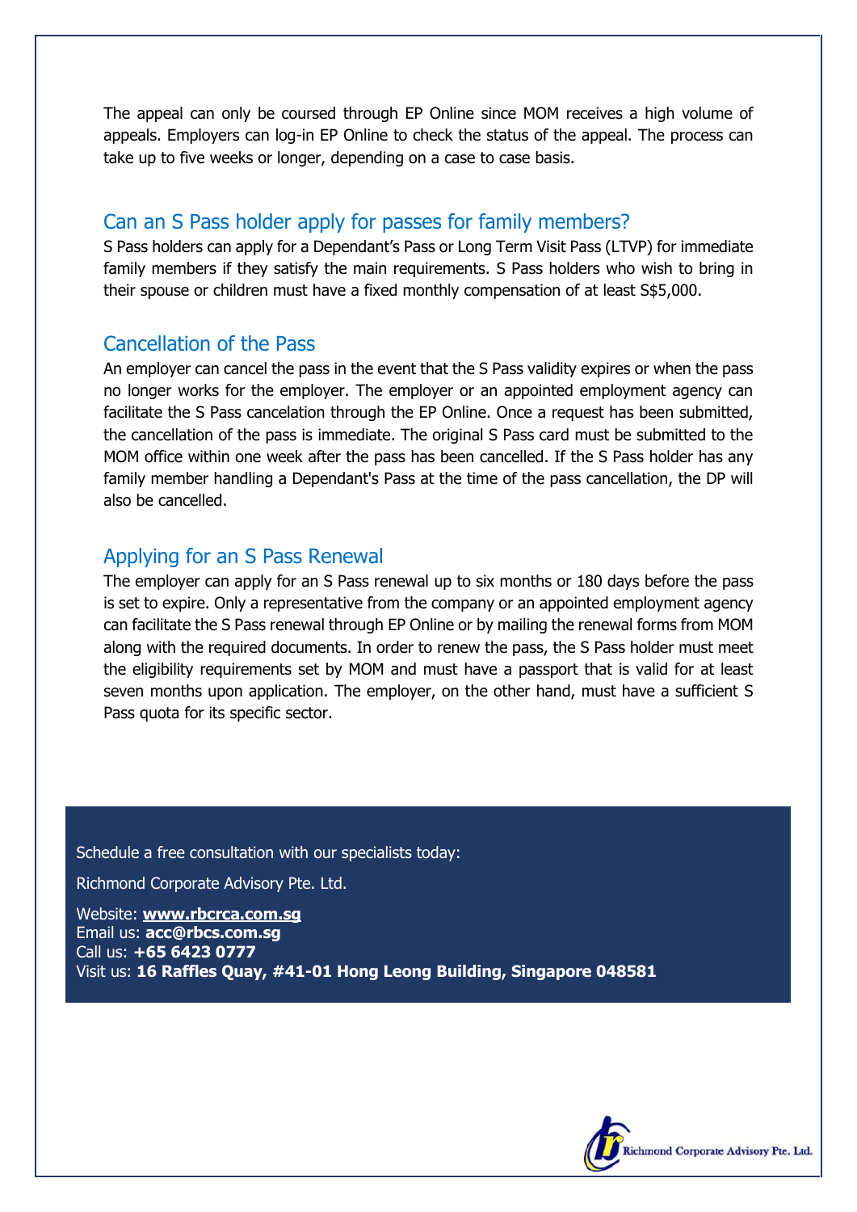The appeal can only be coursed through EP Online since MOM receives a high volume of appeals. Employers can log-in EP Online to check the status of the appeal. The process can take up to five weeks or longer, depending on a case to case basis.

## Can an S Pass holder apply for passes for family members?

S Pass holders can apply for a Dependant's Pass or Long Term Visit Pass (LTVP) for immediate family members if they satisfy the main requirements. S Pass holders who wish to bring in their spouse or children must have a fixed monthly compensation of at least S$5,000.

## Cancellation of the Pass

An employer can cancel the pass in the event that the S Pass validity expires or when the pass no longer works for the employer. The employer or an appointed employment agency can facilitate the S Pass cancelation through the EP Online. Once a request has been submitted, the cancellation of the pass is immediate. The original S Pass card must be submitted to the MOM office within one week after the pass has been cancelled. If the S Pass holder has any family member handling a Dependant's Pass at the time of the pass cancellation, the DP will also be cancelled.

## Applying for an S Pass Renewal

The employer can apply for an S Pass renewal up to six months or 180 days before the pass is set to expire. Only a representative from the company or an appointed employment agency can facilitate the S Pass renewal through EP Online or by mailing the renewal forms from MOM along with the required documents. In order to renew the pass, the S Pass holder must meet the eligibility requirements set by MOM and must have a passport that is valid for at least seven months upon application. The employer, on the other hand, must have a sufficient S Pass quota for its specific sector.

Schedule a free consultation with our specialists today:

Richmond Corporate Advisory Pte. Ltd.

Website: **www.rbcrca.com.sg**
Email us: **acc@rbcs.com.sg**
Call us: **+65 6423 0777**
Visit us: **16 Raffles Quay, #41-01 Hong Leong Building, Singapore 048581**

Richmond Corporate Advisory Pte. Ltd.